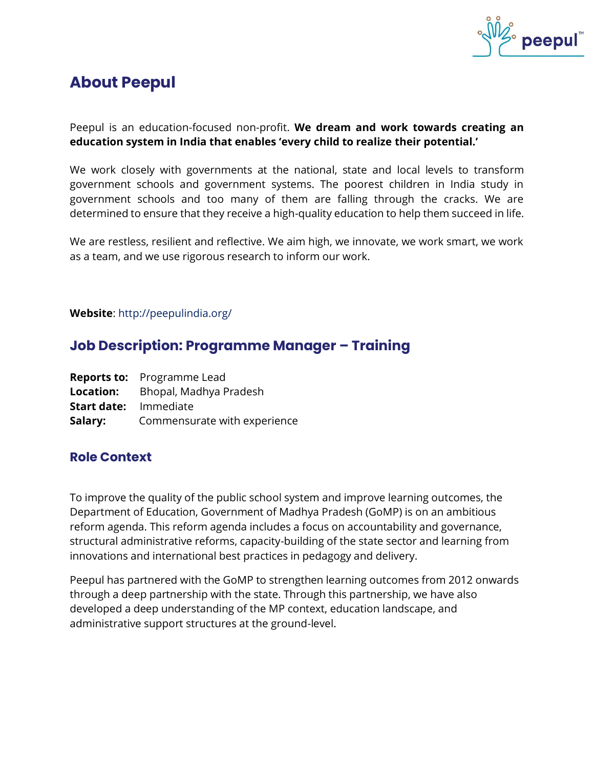# About Peepul

Peepul is an education-focused non-profit. **We dream and work towards creating an education system in India that enables 'every child to realize their potential.'**

We work closely with governments at the national, state and local levels to transform government schools and government systems. The poorest children in India study in government schools and too many of them are falling through the cracks. We are determined to ensure that they receive a high-quality education to help them succeed in life.

We are restless, resilient and reflective. We aim high, we innovate, we work smart, we work as a team, and we use rigorous research to inform our work.

**Website**: http://peepulindia.org/

## Job Description: Programme Manager – Training

**Reports to:** Programme Lead
**Location:** Bhopal, Madhya Pradesh
**Start date:** Immediate
**Salary:** Commensurate with experience

### Role Context

To improve the quality of the public school system and improve learning outcomes, the Department of Education, Government of Madhya Pradesh (GoMP) is on an ambitious reform agenda. This reform agenda includes a focus on accountability and governance, structural administrative reforms, capacity-building of the state sector and learning from innovations and international best practices in pedagogy and delivery.

Peepul has partnered with the GoMP to strengthen learning outcomes from 2012 onwards through a deep partnership with the state. Through this partnership, we have also developed a deep understanding of the MP context, education landscape, and administrative support structures at the ground-level.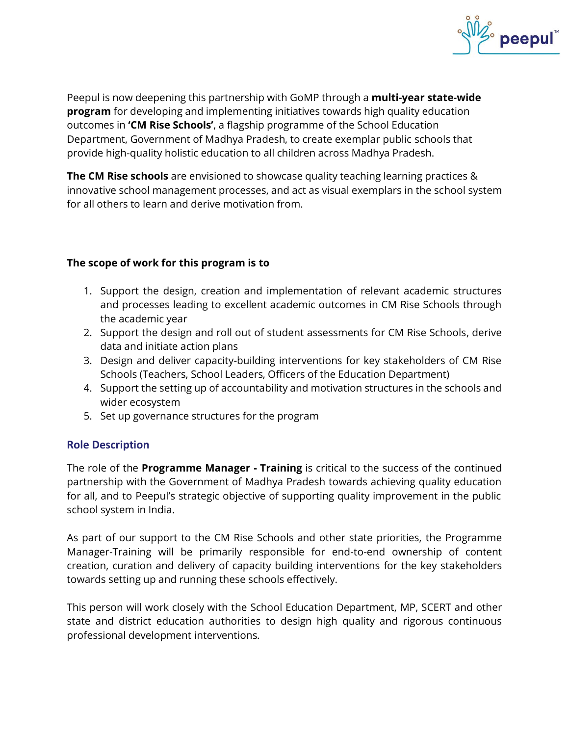Peepul is now deepening this partnership with GoMP through a **multi-year state-wide program** for developing and implementing initiatives towards high quality education outcomes in **'CM Rise Schools'**, a flagship programme of the School Education Department, Government of Madhya Pradesh, to create exemplar public schools that provide high-quality holistic education to all children across Madhya Pradesh.

**The CM Rise schools** are envisioned to showcase quality teaching learning practices & innovative school management processes, and act as visual exemplars in the school system for all others to learn and derive motivation from.

**The scope of work for this program is to**

1. Support the design, creation and implementation of relevant academic structures and processes leading to excellent academic outcomes in CM Rise Schools through the academic year
2. Support the design and roll out of student assessments for CM Rise Schools, derive data and initiate action plans
3. Design and deliver capacity-building interventions for key stakeholders of CM Rise Schools (Teachers, School Leaders, Officers of the Education Department)
4. Support the setting up of accountability and motivation structures in the schools and wider ecosystem
5. Set up governance structures for the program

## Role Description

The role of the **Programme Manager - Training** is critical to the success of the continued partnership with the Government of Madhya Pradesh towards achieving quality education for all, and to Peepul's strategic objective of supporting quality improvement in the public school system in India.

As part of our support to the CM Rise Schools and other state priorities, the Programme Manager-Training will be primarily responsible for end-to-end ownership of content creation, curation and delivery of capacity building interventions for the key stakeholders towards setting up and running these schools effectively.

This person will work closely with the School Education Department, MP, SCERT and other state and district education authorities to design high quality and rigorous continuous professional development interventions.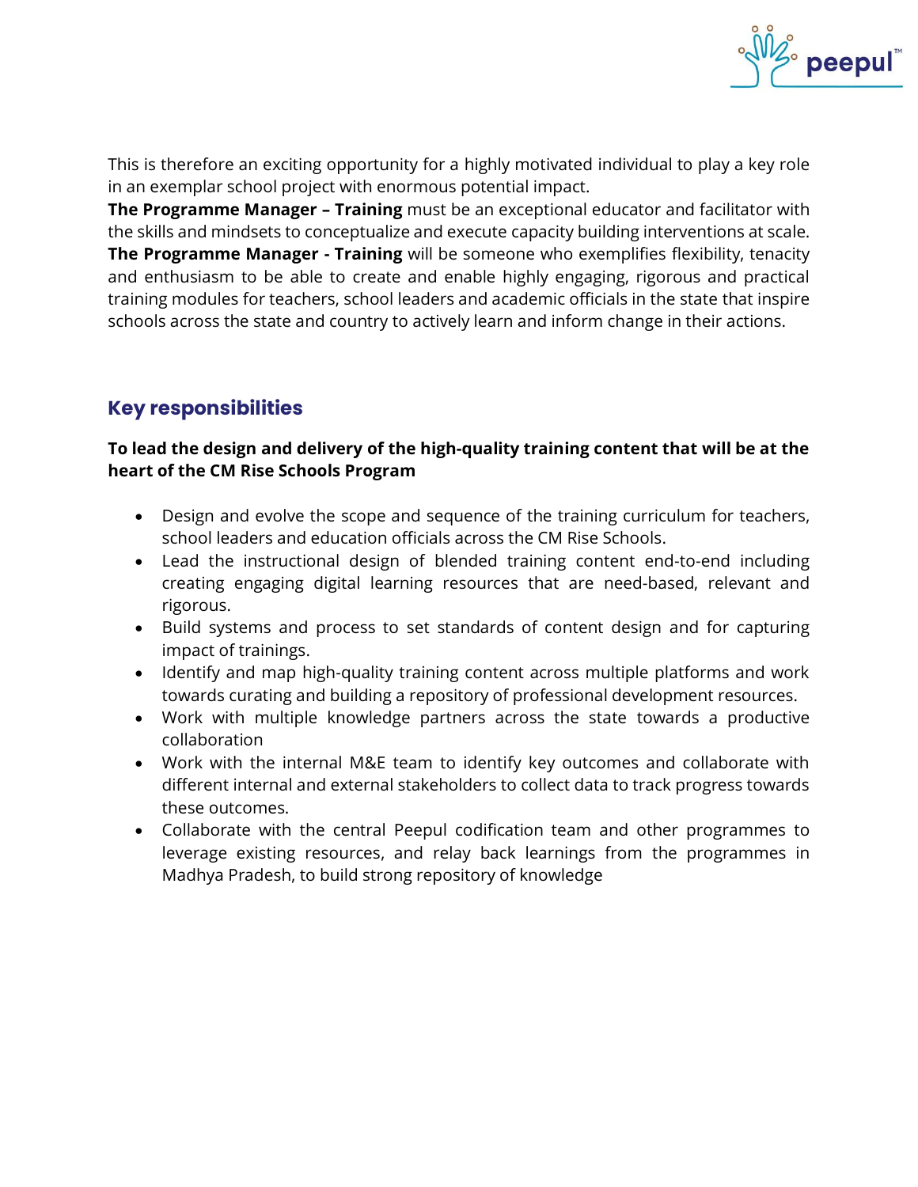This is therefore an exciting opportunity for a highly motivated individual to play a key role in an exemplar school project with enormous potential impact.
**The Programme Manager – Training** must be an exceptional educator and facilitator with the skills and mindsets to conceptualize and execute capacity building interventions at scale.
**The Programme Manager - Training** will be someone who exemplifies flexibility, tenacity and enthusiasm to be able to create and enable highly engaging, rigorous and practical training modules for teachers, school leaders and academic officials in the state that inspire schools across the state and country to actively learn and inform change in their actions.

## Key responsibilities

**To lead the design and delivery of the high-quality training content that will be at the heart of the CM Rise Schools Program**

- Design and evolve the scope and sequence of the training curriculum for teachers, school leaders and education officials across the CM Rise Schools.
- Lead the instructional design of blended training content end-to-end including creating engaging digital learning resources that are need-based, relevant and rigorous.
- Build systems and process to set standards of content design and for capturing impact of trainings.
- Identify and map high-quality training content across multiple platforms and work towards curating and building a repository of professional development resources.
- Work with multiple knowledge partners across the state towards a productive collaboration
- Work with the internal M&E team to identify key outcomes and collaborate with different internal and external stakeholders to collect data to track progress towards these outcomes.
- Collaborate with the central Peepul codification team and other programmes to leverage existing resources, and relay back learnings from the programmes in Madhya Pradesh, to build strong repository of knowledge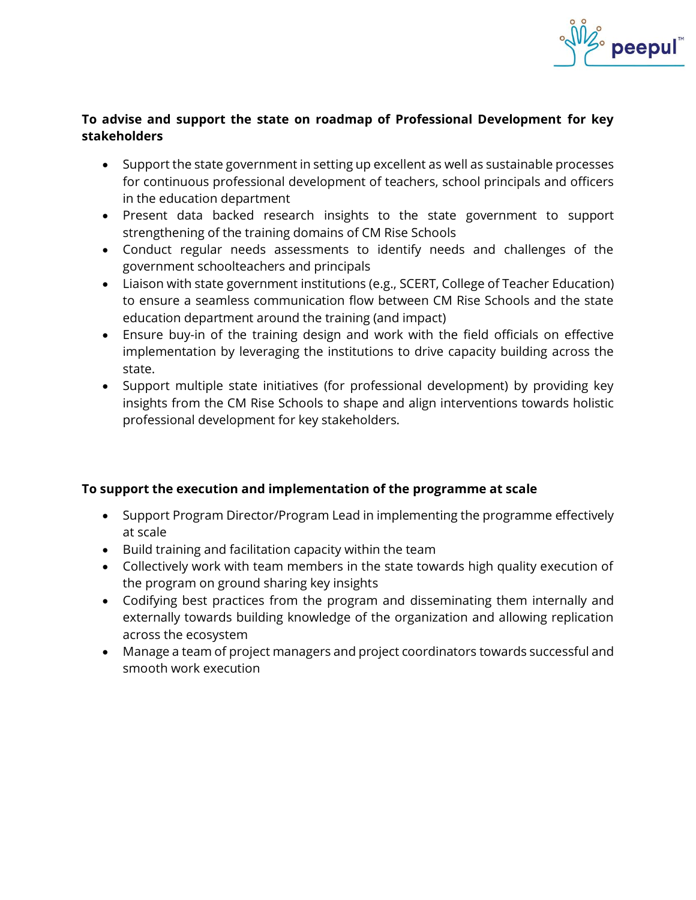**To advise and support the state on roadmap of Professional Development for key stakeholders**

- Support the state government in setting up excellent as well as sustainable processes for continuous professional development of teachers, school principals and officers in the education department
- Present data backed research insights to the state government to support strengthening of the training domains of CM Rise Schools
- Conduct regular needs assessments to identify needs and challenges of the government schoolteachers and principals
- Liaison with state government institutions (e.g., SCERT, College of Teacher Education) to ensure a seamless communication flow between CM Rise Schools and the state education department around the training (and impact)
- Ensure buy-in of the training design and work with the field officials on effective implementation by leveraging the institutions to drive capacity building across the state.
- Support multiple state initiatives (for professional development) by providing key insights from the CM Rise Schools to shape and align interventions towards holistic professional development for key stakeholders.

**To support the execution and implementation of the programme at scale**

- Support Program Director/Program Lead in implementing the programme effectively at scale
- Build training and facilitation capacity within the team
- Collectively work with team members in the state towards high quality execution of the program on ground sharing key insights
- Codifying best practices from the program and disseminating them internally and externally towards building knowledge of the organization and allowing replication across the ecosystem
- Manage a team of project managers and project coordinators towards successful and smooth work execution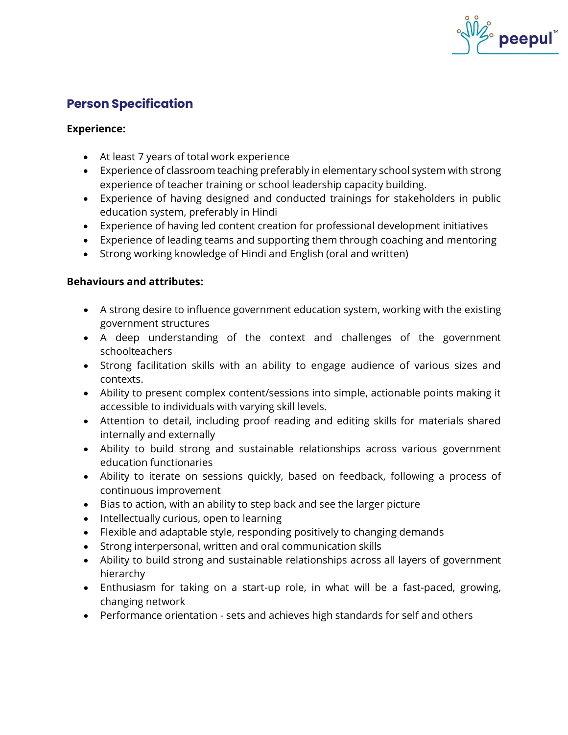## Person Specification

**Experience:**

- At least 7 years of total work experience
- Experience of classroom teaching preferably in elementary school system with strong experience of teacher training or school leadership capacity building.
- Experience of having designed and conducted trainings for stakeholders in public education system, preferably in Hindi
- Experience of having led content creation for professional development initiatives
- Experience of leading teams and supporting them through coaching and mentoring
- Strong working knowledge of Hindi and English (oral and written)

**Behaviours and attributes:**

- A strong desire to influence government education system, working with the existing government structures
- A deep understanding of the context and challenges of the government schoolteachers
- Strong facilitation skills with an ability to engage audience of various sizes and contexts.
- Ability to present complex content/sessions into simple, actionable points making it accessible to individuals with varying skill levels.
- Attention to detail, including proof reading and editing skills for materials shared internally and externally
- Ability to build strong and sustainable relationships across various government education functionaries
- Ability to iterate on sessions quickly, based on feedback, following a process of continuous improvement
- Bias to action, with an ability to step back and see the larger picture
- Intellectually curious, open to learning
- Flexible and adaptable style, responding positively to changing demands
- Strong interpersonal, written and oral communication skills
- Ability to build strong and sustainable relationships across all layers of government hierarchy
- Enthusiasm for taking on a start-up role, in what will be a fast-paced, growing, changing network
- Performance orientation - sets and achieves high standards for self and others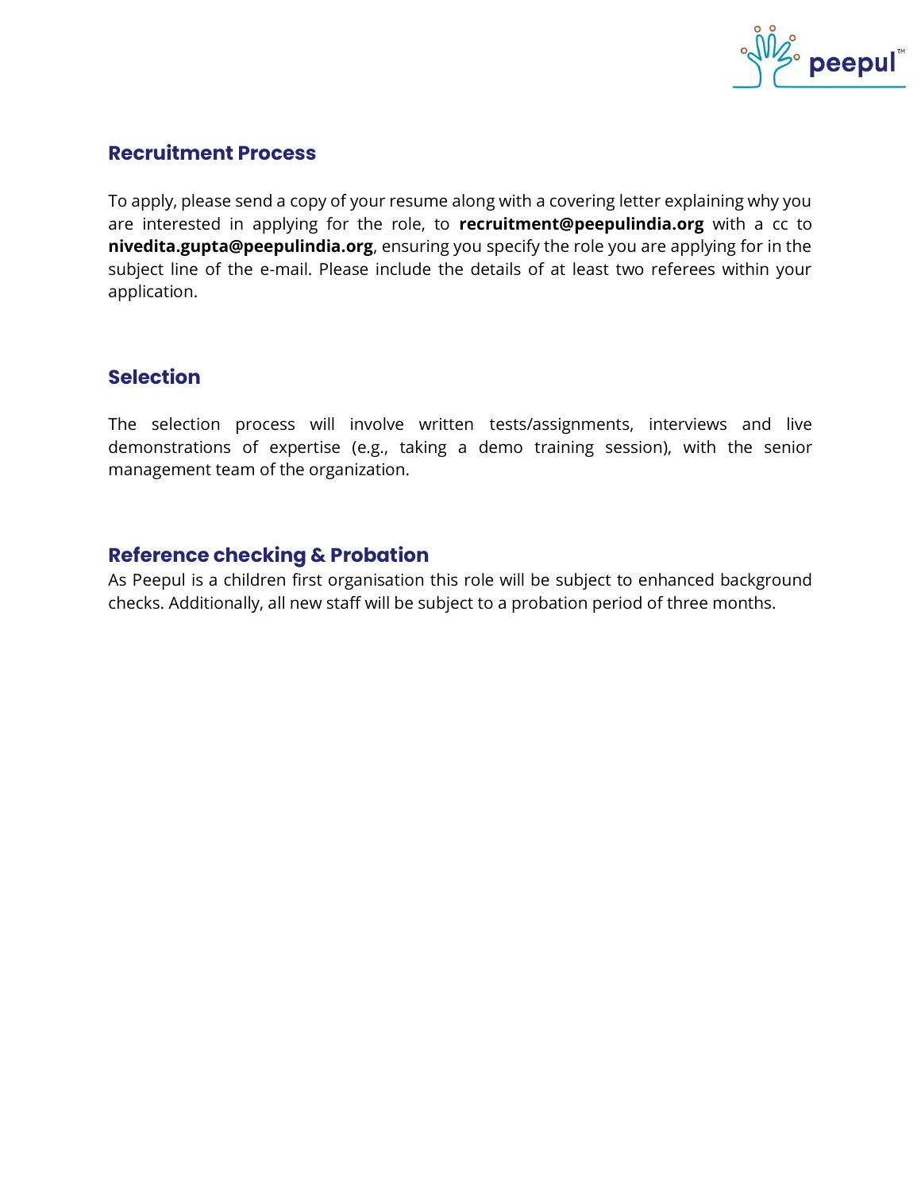## Recruitment Process

To apply, please send a copy of your resume along with a covering letter explaining why you are interested in applying for the role, to **recruitment@peepulindia.org** with a cc to **nivedita.gupta@peepulindia.org**, ensuring you specify the role you are applying for in the subject line of the e-mail. Please include the details of at least two referees within your application.

## Selection

The selection process will involve written tests/assignments, interviews and live demonstrations of expertise (e.g., taking a demo training session), with the senior management team of the organization.

## Reference checking & Probation

As Peepul is a children first organisation this role will be subject to enhanced background checks. Additionally, all new staff will be subject to a probation period of three months.